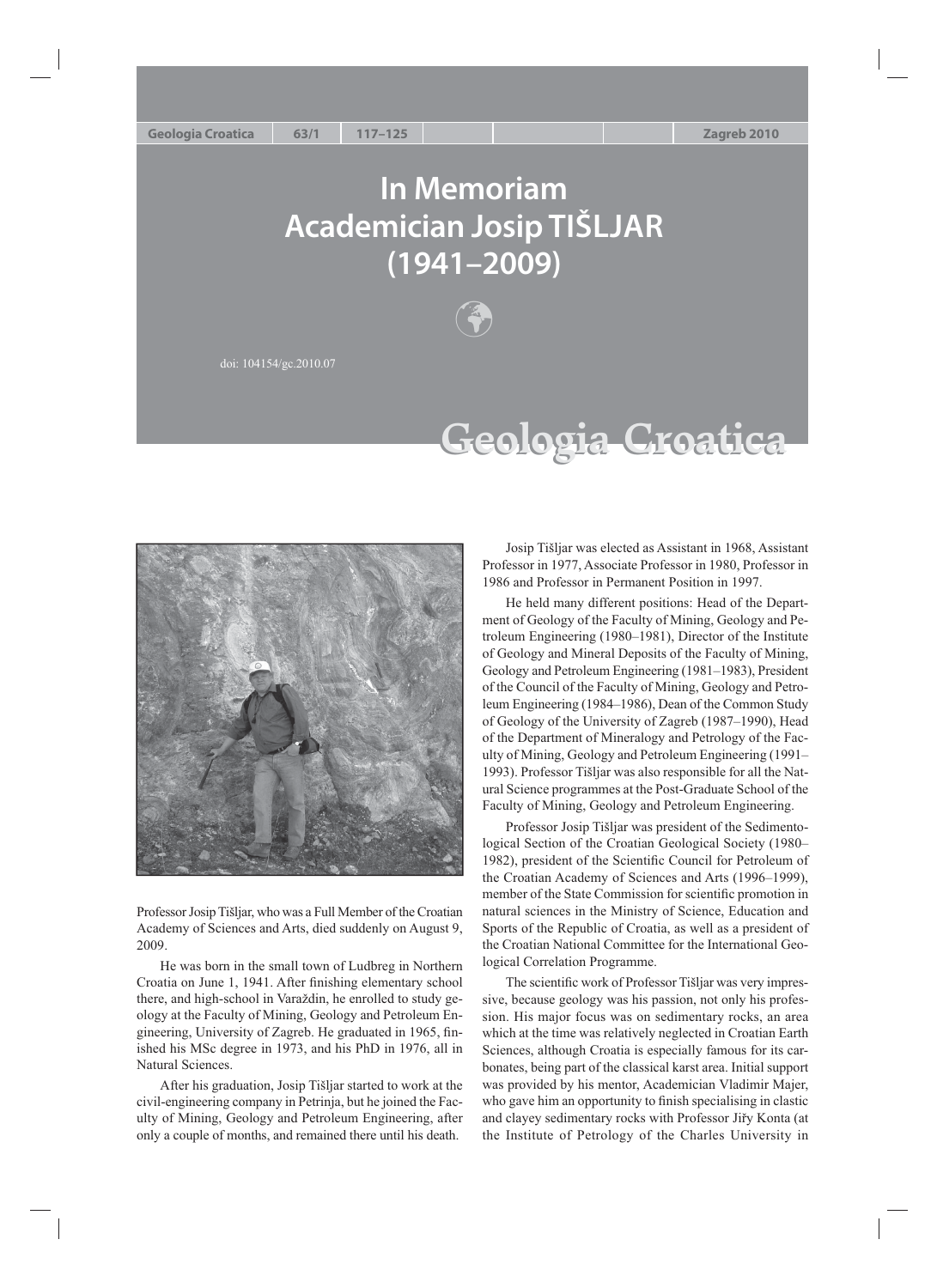# In Memoriam Academician Josip TIŠLJAR (1941–2009)

doi: 104154/gc.2010.07

Professor Josip Tišljar, who was a Full Member of the Croatian Academy of Sciences and Arts, died suddenly on August 9, 2009.

He was born in the small town of Ludbreg in Northern Croatia on June 1, 1941. After finishing elementary school there, and high-school in Varaždin, he enrolled to study geology at the Faculty of Mining, Geology and Petroleum Engineering, University of Zagreb. He graduated in 1965, finished his MSc degree in 1973, and his PhD in 1976, all in Natural Sciences.

After his graduation, Josip Tišljar started to work at the civil-engineering company in Petrinja, but he joined the Faculty of Mining, Geology and Petroleum Engineering, after only a couple of months, and remained there until his death.

Josip Tišljar was elected as Assistant in 1968, Assistant Professor in 1977, Associate Professor in 1980, Professor in 1986 and Professor in Permanent Position in 1997.

He held many different positions: Head of the Department of Geology of the Faculty of Mining, Geology and Petroleum Engineering (1980–1981), Director of the Institute of Geology and Mineral Deposits of the Faculty of Mining, Geology and Petroleum Engineering (1981–1983), President of the Council of the Faculty of Mining, Geology and Petroleum Engineering (1984–1986), Dean of the Common Study of Geology of the University of Zagreb (1987–1990), Head of the Department of Mineralogy and Petrology of the Faculty of Mining, Geology and Petroleum Engineering (1991–1993). Professor Tišljar was also responsible for all the Natural Science programmes at the Post-Graduate School of the Faculty of Mining, Geology and Petroleum Engineering.

Professor Josip Tišljar was president of the Sedimentological Section of the Croatian Geological Society (1980–1982), president of the Scientific Council for Petroleum of the Croatian Academy of Sciences and Arts (1996–1999), member of the State Commission for scientific promotion in natural sciences in the Ministry of Science, Education and Sports of the Republic of Croatia, as well as a president of the Croatian National Committee for the International Geological Correlation Programme.

The scientific work of Professor Tišljar was very impressive, because geology was his passion, not only his profession. His major focus was on sedimentary rocks, an area which at the time was relatively neglected in Croatian Earth Sciences, although Croatia is especially famous for its carbonates, being part of the classical karst area. Initial support was provided by his mentor, Academician Vladimir Majer, who gave him an opportunity to finish specialising in clastic and clayey sedimentary rocks with Professor Jiřy Konta (at the Institute of Petrology of the Charles University in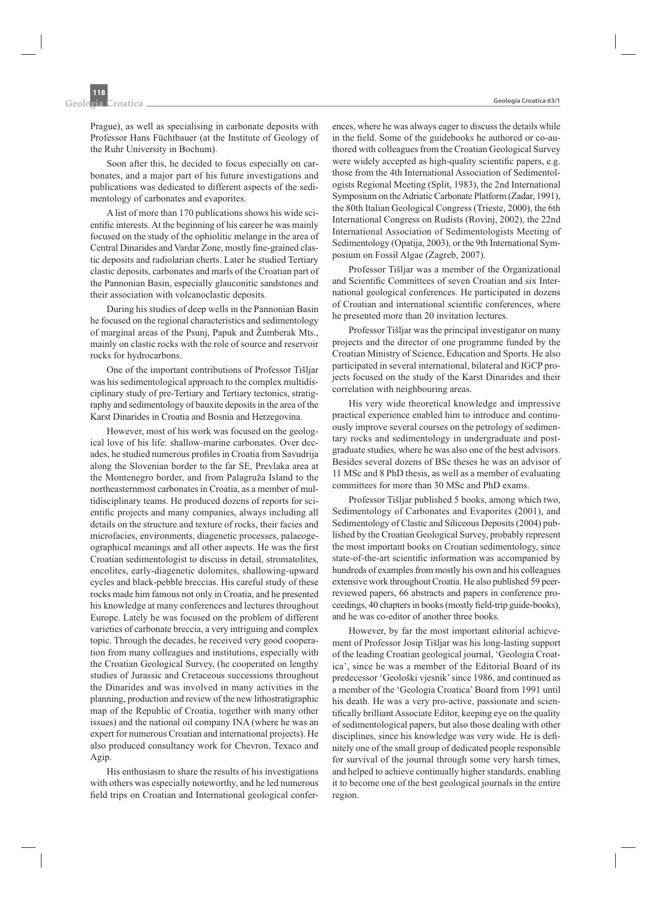Prague), as well as specialising in carbonate deposits with Professor Hans Füchtbauer (at the Institute of Geology of the Ruhr University in Bochum).

Soon after this, he decided to focus especially on carbonates, and a major part of his future investigations and publications was dedicated to different aspects of the sedimentology of carbonates and evaporites.

A list of more than 170 publications shows his wide scientific interests. At the beginning of his career he was mainly focused on the study of the ophiolitic melange in the area of Central Dinarides and Vardar Zone, mostly fine-grained clastic deposits and radiolarian cherts. Later he studied Tertiary clastic deposits, carbonates and marls of the Croatian part of the Pannonian Basin, especially glauconitic sandstones and their association with volcanoclastic deposits.

During his studies of deep wells in the Pannonian Basin he focused on the regional characteristics and sedimentology of marginal areas of the Psunj, Papuk and Žumberak Mts., mainly on clastic rocks with the role of source and reservoir rocks for hydrocarbons.

One of the important contributions of Professor Tišljar was his sedimentological approach to the complex multidisciplinary study of pre-Tertiary and Tertiary tectonics, stratigraphy and sedimentology of bauxite deposits in the area of the Karst Dinarides in Croatia and Bosnia and Herzegovina.

However, most of his work was focused on the geological love of his life: shallow-marine carbonates. Over decades, he studied numerous profiles in Croatia from Savudrija along the Slovenian border to the far SE, Prevlaka area at the Montenegro border, and from Palagruža Island to the northeasternmost carbonates in Croatia, as a member of multidisciplinary teams. He produced dozens of reports for scientific projects and many companies, always including all details on the structure and texture of rocks, their facies and microfacies, environments, diagenetic processes, palaeogeographical meanings and all other aspects. He was the first Croatian sedimentologist to discuss in detail, stromatolites, oncolites, early-diagenetic dolomites, shallowing-upward cycles and black-pebble breccias. His careful study of these rocks made him famous not only in Croatia, and he presented his knowledge at many conferences and lectures throughout Europe. Lately he was focused on the problem of different varieties of carbonate breccia, a very intriguing and complex topic. Through the decades, he received very good cooperation from many colleagues and institutions, especially with the Croatian Geological Survey, (he cooperated on lengthy studies of Jurassic and Cretaceous successions throughout the Dinarides and was involved in many activities in the planning, production and review of the new lithostratigraphic map of the Republic of Croatia, together with many other issues) and the national oil company INA (where he was an expert for numerous Croatian and international projects). He also produced consultancy work for Chevron, Texaco and Agip.

His enthusiasm to share the results of his investigations with others was especially noteworthy, and he led numerous field trips on Croatian and International geological conferences, where he was always eager to discuss the details while in the field. Some of the guidebooks he authored or co-authored with colleagues from the Croatian Geological Survey were widely accepted as high-quality scientific papers, e.g. those from the 4th International Association of Sedimentologists Regional Meeting (Split, 1983), the 2nd International Symposium on the Adriatic Carbonate Platform (Zadar, 1991), the 80th Italian Geological Congress (Trieste, 2000), the 6th International Congress on Rudists (Rovinj, 2002), the 22nd International Association of Sedimentologists Meeting of Sedimentology (Opatija, 2003), or the 9th International Symposium on Fossil Algae (Zagreb, 2007).

Professor Tišljar was a member of the Organizational and Scientific Committees of seven Croatian and six International geological conferences. He participated in dozens of Croatian and international scientific conferences, where he presented more than 20 invitation lectures.

Professor Tišljar was the principal investigator on many projects and the director of one programme funded by the Croatian Ministry of Science, Education and Sports. He also participated in several international, bilateral and IGCP projects focused on the study of the Karst Dinarides and their correlation with neighbouring areas.

His very wide theoretical knowledge and impressive practical experience enabled him to introduce and continuously improve several courses on the petrology of sedimentary rocks and sedimentology in undergraduate and postgraduate studies, where he was also one of the best advisors. Besides several dozens of BSc theses he was an advisor of 11 MSc and 8 PhD thesis, as well as a member of evaluating committees for more than 30 MSc and PhD exams.

Professor Tišljar published 5 books, among which two, Sedimentology of Carbonates and Evaporites (2001), and Sedimentology of Clastic and Siliceous Deposits (2004) published by the Croatian Geological Survey, probably represent the most important books on Croatian sedimentology, since state-of-the-art scientific information was accompanied by hundreds of examples from mostly his own and his colleagues extensive work throughout Croatia. He also published 59 peer-reviewed papers, 66 abstracts and papers in conference proceedings, 40 chapters in books (mostly field-trip guide-books), and he was co-editor of another three books.

However, by far the most important editorial achievement of Professor Josip Tišljar was his long-lasting support of the leading Croatian geological journal, 'Geologia Croatica', since he was a member of the Editorial Board of its predecessor 'Geološki vjesnik' since 1986, and continued as a member of the 'Geologia Croatica' Board from 1991 until his death. He was a very pro-active, passionate and scientifically brilliant Associate Editor, keeping eye on the quality of sedimentological papers, but also those dealing with other disciplines, since his knowledge was very wide. He is definitely one of the small group of dedicated people responsible for survival of the journal through some very harsh times, and helped to achieve continually higher standards, enabling it to become one of the best geological journals in the entire region.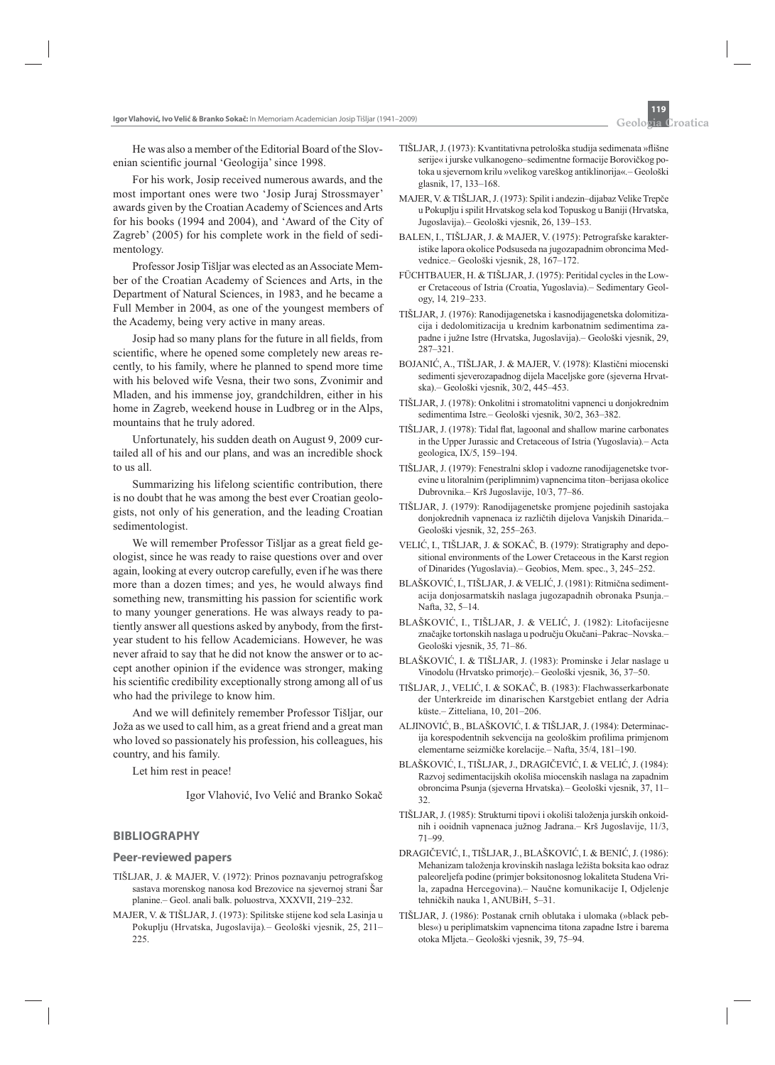He was also a member of the Editorial Board of the Slovenian scientific journal 'Geologija' since 1998.

For his work, Josip received numerous awards, and the most important ones were two 'Josip Juraj Strossmayer' awards given by the Croatian Academy of Sciences and Arts for his books (1994 and 2004), and 'Award of the City of Zagreb' (2005) for his complete work in the field of sedimentology.

Professor Josip Tišljar was elected as an Associate Member of the Croatian Academy of Sciences and Arts, in the Department of Natural Sciences, in 1983, and he became a Full Member in 2004, as one of the youngest members of the Academy, being very active in many areas.

Josip had so many plans for the future in all fields, from scientific, where he opened some completely new areas recently, to his family, where he planned to spend more time with his beloved wife Vesna, their two sons, Zvonimir and Mladen, and his immense joy, grandchildren, either in his home in Zagreb, weekend house in Ludbreg or in the Alps, mountains that he truly adored.

Unfortunately, his sudden death on August 9, 2009 curtailed all of his and our plans, and was an incredible shock to us all.

Summarizing his lifelong scientific contribution, there is no doubt that he was among the best ever Croatian geologists, not only of his generation, and the leading Croatian sedimentologist.

We will remember Professor Tišljar as a great field geologist, since he was ready to raise questions over and over again, looking at every outcrop carefully, even if he was there more than a dozen times; and yes, he would always find something new, transmitting his passion for scientific work to many younger generations. He was always ready to patiently answer all questions asked by anybody, from the first-year student to his fellow Academicians. However, he was never afraid to say that he did not know the answer or to accept another opinion if the evidence was stronger, making his scientific credibility exceptionally strong among all of us who had the privilege to know him.

And we will definitely remember Professor Tišljar, our Joža as we used to call him, as a great friend and a great man who loved so passionately his profession, his colleagues, his country, and his family.

Let him rest in peace!

Igor Vlahović, Ivo Velić and Branko Sokač

## BIBLIOGRAPHY

### Peer-reviewed papers

TIŠLJAR, J. & MAJER, V. (1972): Prinos poznavanju petrografskog sastava morenskog nanosa kod Brezovice na sjevernoj strani Šar planine.– Geol. anali balk. poluostrva, XXXVII, 219–232.

MAJER, V. & TIŠLJAR, J. (1973): Spilitske stijene kod sela Lasinja u Pokuplju (Hrvatska, Jugoslavija).– Geološki vjesnik, 25, 211–225.

TIŠLJAR, J. (1973): Kvantitativna petrološka studija sedimenata »flišne serije« i jurske vulkanogeno–sedimentne formacije Borovičkog potoka u sjevernom krilu »velikog vareškog antiklinorija«.– Geološki glasnik, 17, 133–168.

MAJER, V. & TIŠLJAR, J. (1973): Spilit i andezin–dijabaz Velike Trepče u Pokuplju i spilit Hrvatskog sela kod Topuskog u Baniji (Hrvatska, Jugoslavija).– Geološki vjesnik, 26, 139–153.

BALEN, I., TIŠLJAR, J. & MAJER, V. (1975): Petrografske karakteristike lapora okolice Podsuseda na jugozapadnim obroncima Medvednice.– Geološki vjesnik, 28, 167–172.

FÜCHTBAUER, H. & TIŠLJAR, J. (1975): Peritidal cycles in the Lower Cretaceous of Istria (Croatia, Yugoslavia).– Sedimentary Geology, 14*,* 219–233.

TIŠLJAR, J. (1976): Ranodijagenetska i kasnodijagenetska dolomitizacija i dedolomitizacija u krednim karbonatnim sedimentima zapadne i južne Istre (Hrvatska, Jugoslavija).– Geološki vjesnik, 29, 287–321.

BOJANIĆ, A., TIŠLJAR, J. & MAJER, V. (1978): Klastični miocenski sedimenti sjeverozapadnog dijela Maceljske gore (sjeverna Hrvatska).– Geološki vjesnik, 30/2, 445–453.

TIŠLJAR, J. (1978): Onkolitni i stromatolitni vapnenci u donjokrednim sedimentima Istre.– Geološki vjesnik, 30/2, 363–382.

TIŠLJAR, J. (1978): Tidal flat, lagoonal and shallow marine carbonates in the Upper Jurassic and Cretaceous of Istria (Yugoslavia).– Acta geologica, IX/5, 159–194.

TIŠLJAR, J. (1979): Fenestralni sklop i vadozne ranodijagenetske tvorevine u litoralnim (periplimnim) vapnencima titon–berijasa okolice Dubrovnika.– Krš Jugoslavije, 10/3, 77–86.

TIŠLJAR, J. (1979): Ranodijagenetske promjene pojedinih sastojaka donjokrednih vapnenaca iz različtih dijelova Vanjskih Dinarida.– Geološki vjesnik, 32, 255–263.

VELIĆ, I., TIŠLJAR, J. & SOKAČ, B. (1979): Stratigraphy and depositional environments of the Lower Cretaceous in the Karst region of Dinarides (Yugoslavia).– Geobios, Mem. spec., 3, 245–252.

BLAŠKOVIĆ, I., TIŠLJAR, J. & VELIĆ, J. (1981): Ritmična sedimentacija donjosarmatskih naslaga jugozapadnih obronaka Psunja.– Nafta, 32, 5–14.

BLAŠKOVIĆ, I., TIŠLJAR, J. & VELIĆ, J. (1982): Litofacijesne značajke tortonskih naslaga u području Okučani–Pakrac–Novska.– Geološki vjesnik, 35*,* 71–86.

BLAŠKOVIĆ, I. & TIŠLJAR, J. (1983): Prominske i Jelar naslage u Vinodolu (Hrvatsko primorje).– Geološki vjesnik, 36, 37–50.

TIŠLJAR, J., VELIĆ, I. & SOKAČ, B. (1983): Flachwasserkarbonate der Unterkreide im dinarischen Karstgebiet entlang der Adria küste.– Zitteliana, 10, 201–206.

ALJINOVIĆ, B., BLAŠKOVIĆ, I. & TIŠLJAR, J. (1984): Determinacija korespodentnih sekvencija na geološkim profilima primjenom elementarne seizmičke korelacije.– Nafta, 35/4, 181–190.

BLAŠKOVIĆ, I., TIŠLJAR, J., DRAGIČEVIĆ, I. & VELIĆ, J. (1984): Razvoj sedimentacijskih okoliša miocenskih naslaga na zapadnim obroncima Psunja (sjeverna Hrvatska).– Geološki vjesnik, 37, 11–32.

TIŠLJAR, J. (1985): Strukturni tipovi i okoliši taloženja jurskih onkoidnih i ooidnih vapnenaca južnog Jadrana.– Krš Jugoslavije, 11/3, 71–99.

DRAGIČEVIĆ, I., TIŠLJAR, J., BLAŠKOVIĆ, I. & BENIĆ, J. (1986): Mehanizam taloženja krovinskih naslaga ležišta boksita kao odraz paleoreljefa podine (primjer boksitonosnog lokaliteta Studena Vrila, zapadna Hercegovina).– Naučne komunikacije I, Odjelenje tehničkih nauka 1, ANUBiH, 5–31.

TIŠLJAR, J. (1986): Postanak crnih oblutaka i ulomaka (»black pebbles«) u periplimatskim vapnencima titona zapadne Istre i barema otoka Mljeta.– Geološki vjesnik, 39, 75–94.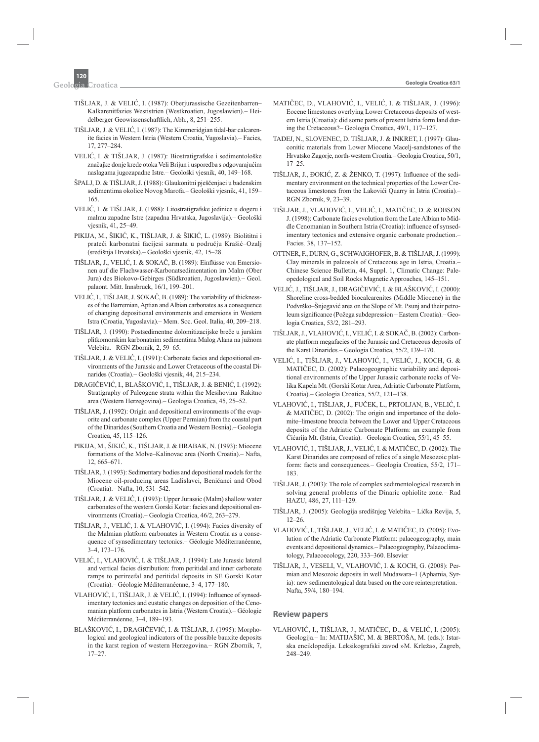TIŠLJAR, J. & VELIĆ, I. (1987): Oberjurassische Gezeitenbarren–Kalkarenitfazies Weststrien (Westkroatien, Jugoslawien).– Heidelberger Geowissenschaftlich, Abh., 8, 251–255.

TIŠLJAR, J. & VELIĆ, I. (1987): The Kimmeridgian tidal-bar calcarenite facies in Western Istria (Western Croatia, Yugoslavia).– Facies, 17, 277–284.

VELIĆ, I. & TIŠLJAR, J. (1987): Biostratigrafske i sedimentološke značajke donje krede otoka Veli Brijun i usporedba s odgovarajućim naslagama jugozapadne Istre.– Geološki vjesnik, 40, 149–168.

ŠPALJ, D. & TIŠLJAR, J. (1988): Glaukonitni pješčenjaci u badenskim sedimentima okolice Novog Marofa.– Geološki vjesnik, 41, 159–165.

VELIĆ, I. & TIŠLJAR, J. (1988): Litostratigrafske jedinice u dogeru i malmu zapadne Istre (zapadna Hrvatska, Jugoslavija).– Geološki vjesnik, 41, 25–49.

PIKIJA, M., ŠIKIĆ, K., TIŠLJAR, J. & ŠIKIĆ, L. (1989): Biolititni i prateći karbonatni facijesi sarmata u području Krašić–Ozalj (središnja Hrvatska).– Geološki vjesnik, 42, 15–28.

TIŠLJAR, J., VELIĆ, I. & SOKAČ, B. (1989): Einflüsse von Emersionen auf die Flachwasser-Karbonatsedimentation im Malm (Ober Jura) des Biokovo-Gebirges (Südkroatien, Jugoslawien).– Geol. palaont. Mitt. Innsbruck, 16/1, 199–201.

VELIĆ, I., TIŠLJAR, J. SOKAČ, B. (1989): The variability of thicknesses of the Barremian, Aptian and Albian carbonates as a consequence of changing depositional environments and emersions in Western Istra (Croatia, Yugoslavia).– Mem. Soc. Geol. Italia, 40, 209–218.

TIŠLJAR, J. (1990): Postsedimentne dolomitizacijske breče u jurskim plitkomorskim karbonatnim sedimentima Malog Alana na južnom Velebitu.– RGN Zbornik, 2, 59–65.

TIŠLJAR, J. & VELIĆ, I. (1991): Carbonate facies and depositional environments of the Jurassic and Lower Cretaceous of the coastal Dinarides (Croatia).– Geološki vjesnik, 44, 215–234.

DRAGIČEVIĆ, I., BLAŠKOVIĆ, I., TIŠLJAR, J. & BENIĆ, I. (1992): Stratigraphy of Paleogene strata within the Mesihovina–Rakitno area (Western Herzegovina).– Geologia Croatica, 45, 25–52.

TIŠLJAR, J. (1992): Origin and depositional environments of the evaporite and carbonate complex (Upper Permian) from the coastal part of the Dinarides (Southern Croatia and Western Bosnia).– Geologia Croatica, 45, 115–126.

PIKIJA, M., ŠIKIĆ, K., TIŠLJAR, J. & HRABAK, N. (1993): Miocene formations of the Molve–Kalinovac area (North Croatia).– Nafta, 12, 665–671.

TIŠLJAR, J. (1993): Sedimentary bodies and depositional models for the Miocene oil-producing areas Ladislavci, Beničanci and Obod (Croatia).– Nafta, 10, 531–542.

TIŠLJAR, J. & VELIĆ, I. (1993): Upper Jurassic (Malm) shallow water carbonates of the western Gorski Kotar: facies and depositional environments (Croatia).– Geologia Croatica, 46/2, 263–279.

TIŠLJAR, J., VELIĆ, I. & VLAHOVIĆ, I. (1994): Facies diversity of the Malmian platform carbonates in Western Croatia as a consequence of synsedimentary tectonics.– Géologie Méditerranéenne, 3–4, 173–176.

VELIĆ, I., VLAHOVIĆ, I. & TIŠLJAR, J. (1994): Late Jurassic lateral and vertical facies distribution: from peritidal and inner carbonate ramps to perireefal and peritidal deposits in SE Gorski Kotar (Croatia).– Géologie Méditerranéenne, 3–4, 177–180.

VLAHOVIĆ, I., TIŠLJAR, J. & VELIĆ, I. (1994): Influence of synsedimentary tectonics and eustatic changes on deposition of the Cenomanian platform carbonates in Istria (Western Croatia).– Géologie Méditerranéenne, 3–4, 189–193.

BLAŠKOVIĆ, I., DRAGIČEVIĆ, I. & TIŠLJAR, J. (1995): Morphological and geological indicators of the possible bauxite deposits in the karst region of western Herzegovina.– RGN Zbornik, 7, 17–27.

MATIČEC, D., VLAHOVIĆ, I., VELIĆ, I. & TIŠLJAR, J. (1996): Eocene limestones overlying Lower Cretaceous deposits of western Istria (Croatia): did some parts of present Istria form land during the Cretaceous?– Geologia Croatica, 49/1, 117–127.

TADEJ, N., SLOVENEC, D. TIŠLJAR, J. & INKRET, I. (1997): Glauconitic materials from Lower Miocene Macelj-sandstones of the Hrvatsko Zagorje, north-western Croatia.– Geologia Croatica, 50/1, 17–25.

TIŠLJAR, J., ĐOKIĆ, Z. & ŽENKO, T. (1997): Influence of the sedimentary environment on the technical properties of the Lower Cretaceous limestones from the Lakovići Quarry in Istria (Croatia).– RGN Zbornik, 9, 23–39.

TIŠLJAR, J., VLAHOVIĆ, I., VELIĆ, I., MATIČEC, D. & ROBSON J. (1998): Carbonate facies evolution from the Late Albian to Middle Cenomanian in Southern Istria (Croatia): influence of synsedimentary tectonics and extensive organic carbonate production.– Facies, 38, 137–152.

OTTNER, F., DURN, G., SCHWAIGHOFER, B. & TIŠLJAR, J. (1999): Clay minerals in paleosols of Cretaceous age in Istria, Croatia.– Chinese Science Bulletin, 44, Suppl. 1, Climatic Change: Paleopedological and Soil Rocks Magnetic Approaches, 145–151.

VELIĆ, J., TIŠLJAR, J., DRAGIČEVIĆ, I. & BLAŠKOVIĆ, I. (2000): Shoreline cross-bedded biocalcarenites (Middle Miocene) in the Podvrško–Šnjegavić area on the Slope of Mt. Psunj and their petroleum significance (Požega subdepression – Eastern Croatia).– Geologia Croatica, 53/2, 281–293.

TIŠLJAR, J., VLAHOVIĆ, I., VELIĆ, I. & SOKAČ, B. (2002): Carbonate platform megafacies of the Jurassic and Cretaceous deposits of the Karst Dinarides.– Geologia Croatica, 55/2, 139–170.

VELIĆ, I., TIŠLJAR, J., VLAHOVIĆ, I., VELIĆ, J., KOCH, G. & MATIČEC, D. (2002): Palaeogeographic variability and depositional environments of the Upper Jurassic carbonate rocks of Velika Kapela Mt. (Gorski Kotar Area, Adriatic Carbonate Platform, Croatia).– Geologia Croatica, 55/2, 121–138.

VLAHOVIĆ, I., TIŠLJAR, J., FUČEK, L., PRTOLJAN, B., VELIĆ, I. & MATIČEC, D. (2002): The origin and importance of the dolomite–limestone breccia between the Lower and Upper Cretaceous deposits of the Adriatic Carbonate Platform: an example from Ćićarija Mt. (Istria, Croatia).– Geologia Croatica, 55/1, 45–55.

VLAHOVIĆ, I., TIŠLJAR, J., VELIĆ, I. & MATIČEC, D. (2002): The Karst Dinarides are composed of relics of a single Mesozoic platform: facts and consequences.– Geologia Croatica, 55/2, 171–183.

TIŠLJAR, J. (2003): The role of complex sedimentological research in solving general problems of the Dinaric ophiolite zone.– Rad HAZU, 486, 27, 111–129.

TIŠLJAR, J. (2005): Geologija središnjeg Velebita.– Lička Revija, 5, 12–26.

VLAHOVIĆ, I., TIŠLJAR, J., VELIĆ, I. & MATIČEC, D. (2005): Evolution of the Adriatic Carbonate Platform: palaeogeography, main events and depositional dynamics.– Palaeogeography, Palaeoclimatology, Palaeoecology, 220, 333–360. Elsevier

TIŠLJAR, J., VESELI, V., VLAHOVIĆ, I. & KOCH, G. (2008): Permian and Mesozoic deposits in well Mudawara–1 (Aphamia, Syria): new sedimentological data based on the core reinterpretation.– Nafta, 59/4, 180–194.

## Review papers

VLAHOVIĆ, I., TIŠLJAR, J., MATIČEC, D., & VELIĆ, I. (2005): Geologija.– In: MATIJAŠIĆ, M. & BERTOŠA, M. (eds.): Istarska enciklopedija. Leksikografski zavod »M. Krleža«, Zagreb, 248–249.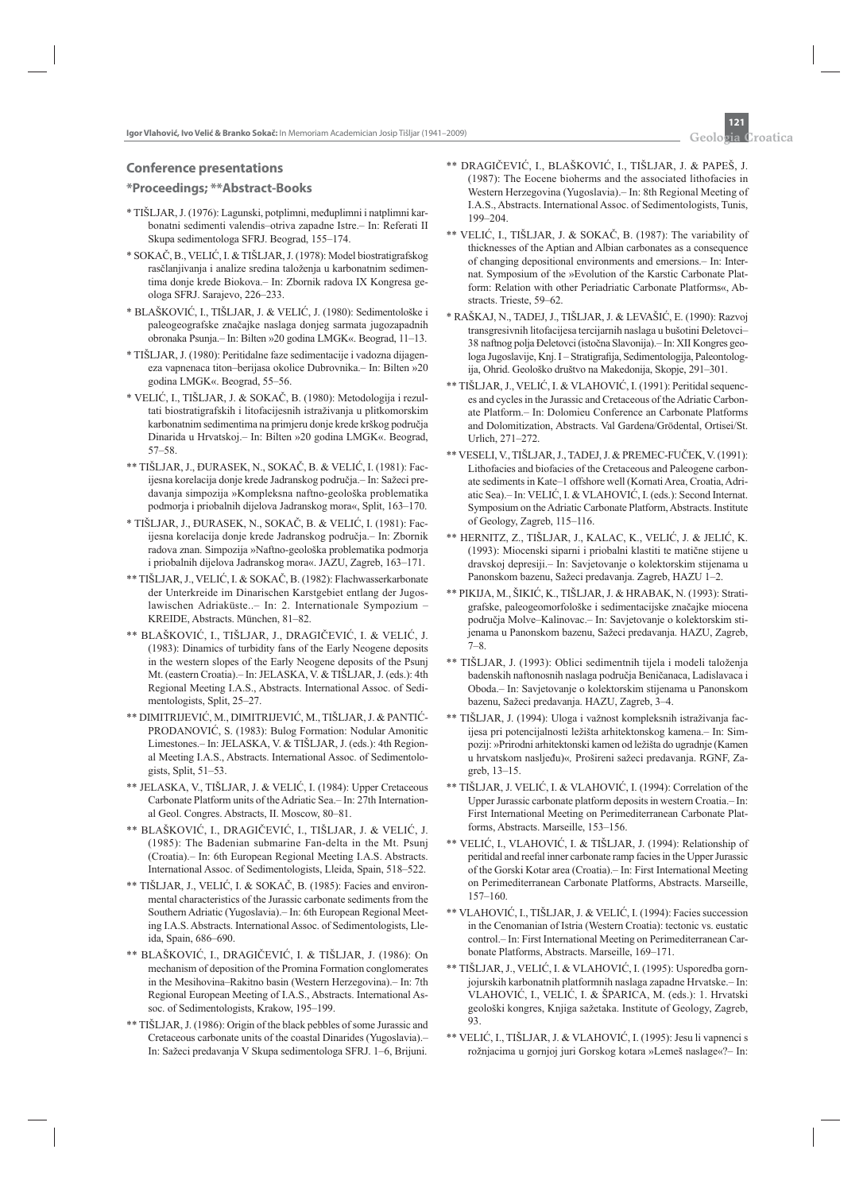## Conference presentations

### *Proceedings; **Abstract-Books

* TIŠLJAR, J. (1976): Lagunski, potplimni, međuplimni i natplimni karbonatni sedimenti valendis–otriva zapadne Istre.– In: Referati II Skupa sedimentologa SFRJ. Beograd, 155–174.

* SOKAČ, B., VELIĆ, I. & TIŠLJAR, J. (1978): Model biostratigrafskog raščlanjivanja i analize sredina taloženja u karbonatnim sedimentima donje krede Biokova.– In: Zbornik radova IX Kongresa geologa SFRJ. Sarajevo, 226–233.

* BLAŠKOVIĆ, I., TIŠLJAR, J. & VELIĆ, J. (1980): Sedimentološke i paleogeografske značajke naslaga donjeg sarmata jugozapadnih obronaka Psunja.– In: Bilten »20 godina LMGK«. Beograd, 11–13.

* TIŠLJAR, J. (1980): Peritidalne faze sedimentacije i vadozna dijageneza vapnenaca titon–berijasa okolice Dubrovnika.– In: Bilten »20 godina LMGK«. Beograd, 55–56.

* VELIĆ, I., TIŠLJAR, J. & SOKAČ, B. (1980): Metodologija i rezultati biostratigrafskih i litofacijesnih istraživanja u plitkomorskim karbonatnim sedimentima na primjeru donje krede krškog područja Dinarida u Hrvatskoj.– In: Bilten »20 godina LMGK«. Beograd, 57–58.

** TIŠLJAR, J., ĐURASEK, N., SOKAČ, B. & VELIĆ, I. (1981): Facijesna korelacija donje krede Jadranskog područja.– In: Sažeci predavanja simpozija »Kompleksna naftno-geološka problematika podmorja i priobalnih dijelova Jadranskog mora«, Split, 163–170.

* TIŠLJAR, J., ĐURASEK, N., SOKAČ, B. & VELIĆ, I. (1981): Facijesna korelacija donje krede Jadranskog područja.– In: Zbornik radova znan. Simpozija »Naftno-geološka problematika podmorja i priobalnih dijelova Jadranskog mora«. JAZU, Zagreb, 163–171.

** TIŠLJAR, J., VELIĆ, I. & SOKAČ, B. (1982): Flachwasserkarbonate der Unterkreide im Dinarischen Karstgebiet entlang der Jugoslawischen Adriaküste..– In: 2. Internationale Sympozium – KREIDE, Abstracts. München, 81–82.

** BLAŠKOVIĆ, I., TIŠLJAR, J., DRAGIČEVIĆ, I. & VELIĆ, J. (1983): Dinamics of turbidity fans of the Early Neogene deposits in the western slopes of the Psunj Mt. (eastern Croatia).– In: JELASKA, V. & TIŠLJAR, J. (eds.): 4th Regional Meeting I.A.S., Abstracts. International Assoc. of Sedimentologists, Split, 25–27.

** DIMITRIJEVIĆ, M., DIMITRIJEVIĆ, M., TIŠLJAR, J. & PANTIĆ-PRODANOVIĆ, S. (1983): Bulog Formation: Nodular Amonitic Limestones.– In: JELASKA, V. & TIŠLJAR, J. (eds.): 4th Regional Meeting I.A.S., Abstracts. International Assoc. of Sedimentologists, Split, 51–53.

** JELASKA, V., TIŠLJAR, J. & VELIĆ, I. (1984): Upper Cretaceous Carbonate Platform units of the Adriatic Sea.– In: 27th International Geol. Congres. Abstracts, II. Moscow, 80–81.

** BLAŠKOVIĆ, I., DRAGIČEVIĆ, I., TIŠLJAR, J. & VELIĆ, J. (1985): The Badenian submarine Fan-delta in the Mt. Psunj (Croatia).– In: 6th European Regional Meeting I.A.S. Abstracts. International Assoc. of Sedimentologists, Lleida, Spain, 518–522.

** TIŠLJAR, J., VELIĆ, I. & SOKAČ, B. (1985): Facies and environmental characteristics of the Jurassic carbonate sediments from the Southern Adriatic (Yugoslavia).– In: 6th European Regional Meeting I.A.S. Abstracts. International Assoc. of Sedimentologists, Lleida, Spain, 686–690.

** BLAŠKOVIĆ, I., DRAGIČEVIĆ, I. & TIŠLJAR, J. (1986): On mechanism of deposition of the Promina Formation conglomerates in the Mesihovina–Rakitno basin (Western Herzegovina).– In: 7th Regional European Meeting of I.A.S., Abstracts. International Assoc. of Sedimentologists, Krakow, 195–199.

** TIŠLJAR, J. (1986): Origin of the black pebbles of some Jurassic and Cretaceous carbonate units of the coastal Dinarides (Yugoslavia).– In: Sažeci predavanja V Skupa sedimentologa SFRJ. 1–6, Brijuni.

** DRAGIČEVIĆ, I., BLAŠKOVIĆ, I., TIŠLJAR, J. & PAPEŠ, J. (1987): The Eocene bioherms and the associated lithofacies in Western Herzegovina (Yugoslavia).– In: 8th Regional Meeting of I.A.S., Abstracts. International Assoc. of Sedimentologists, Tunis, 199–204.

** VELIĆ, I., TIŠLJAR, J. & SOKAČ, B. (1987): The variability of thicknesses of the Aptian and Albian carbonates as a consequence of changing depositional environments and emersions.– In: Internat. Symposium of the »Evolution of the Karstic Carbonate Platform: Relation with other Periadriatic Carbonate Platforms«, Abstracts. Trieste, 59–62.

* RAŠKAJ, N., TADEJ, J., TIŠLJAR, J. & LEVAŠIĆ, E. (1990): Razvoj transgresivnih litofacijesa tercijarnih naslaga u bušotini Đeletovci–38 naftnog polja Đeletovci (istočna Slavonija).– In: XII Kongres geologa Jugoslavije, Knj. I – Stratigrafija, Sedimentologija, Paleontologija, Ohrid. Geološko društvo na Makedonija, Skopje, 291–301.

** TIŠLJAR, J., VELIĆ, I. & VLAHOVIĆ, I. (1991): Peritidal sequences and cycles in the Jurassic and Cretaceous of the Adriatic Carbonate Platform.– In: Dolomieu Conference an Carbonate Platforms and Dolomitization, Abstracts. Val Gardena/Grödental, Ortisei/St. Urlich, 271–272.

** VESELI, V., TIŠLJAR, J., TADEJ, J. & PREMEC-FUČEK, V. (1991): Lithofacies and biofacies of the Cretaceous and Paleogene carbonate sediments in Kate–1 offshore well (Kornati Area, Croatia, Adriatic Sea).– In: VELIĆ, I. & VLAHOVIĆ, I. (eds.): Second Internat. Symposium on the Adriatic Carbonate Platform, Abstracts. Institute of Geology, Zagreb, 115–116.

** HERNITZ, Z., TIŠLJAR, J., KALAC, K., VELIĆ, J. & JELIĆ, K. (1993): Miocenski siparni i priobalni klastiti te matične stijene u dravskoj depresiji.– In: Savjetovanje o kolektorskim stijenama u Panonskom bazenu, Sažeci predavanja. Zagreb, HAZU 1–2.

** PIKIJA, M., ŠIKIĆ, K., TIŠLJAR, J. & HRABAK, N. (1993): Stratigrafske, paleogeomorfološke i sedimentacijske značajke miocena područja Molve–Kalinovac.– In: Savjetovanje o kolektorskim stijenama u Panonskom bazenu, Sažeci predavanja. HAZU, Zagreb, 7–8.

** TIŠLJAR, J. (1993): Oblici sedimentnih tijela i modeli taloženja badenskih naftonosnih naslaga područja Beničanaca, Ladislavaca i Oboda.– In: Savjetovanje o kolektorskim stijenama u Panonskom bazenu, Sažeci predavanja. HAZU, Zagreb, 3–4.

** TIŠLJAR, J. (1994): Uloga i važnost kompleksnih istraživanja facijesa pri potencijalnosti ležišta arhitektonskog kamena.– In: Simpozij: »Prirodni arhitektonski kamen od ležišta do ugradnje (Kamen u hrvatskom nasljeđu)«*,* Prošireni sažeci predavanja. RGNF, Zagreb, 13–15.

** TIŠLJAR, J., VELIĆ, I. & VLAHOVIĆ, I. (1994): Correlation of the Upper Jurassic carbonate platform deposits in western Croatia.– In: First International Meeting on Perimediterranean Carbonate Platforms, Abstracts. Marseille, 153–156.

** VELIĆ, I., VLAHOVIĆ, I. & TIŠLJAR, J. (1994): Relationship of peritidal and reefal inner carbonate ramp facies in the Upper Jurassic of the Gorski Kotar area (Croatia).– In: First International Meeting on Perimediterranean Carbonate Platforms, Abstracts. Marseille, 157–160.

** VLAHOVIĆ, I., TIŠLJAR, J. & VELIĆ, I. (1994): Facies succession in the Cenomanian of Istria (Western Croatia): tectonic vs. eustatic control.– In: First International Meeting on Perimediterranean Carbonate Platforms, Abstracts. Marseille, 169–171.

** TIŠLJAR, J., VELIĆ, I. & VLAHOVIĆ, I. (1995): Usporedba gornjojurskih karbonatnih platformnih naslaga zapadne Hrvatske.– In: VLAHOVIĆ, I., VELIĆ, I. & ŠPARICA, M. (eds.): 1. Hrvatski geološki kongres, Knjiga sažetaka. Institute of Geology, Zagreb, 93.

** VELIĆ, I., TIŠLJAR, J. & VLAHOVIĆ, I. (1995): Jesu li vapnenci s rožnjacima u gornjoj juri Gorskog kotara »Lemeš naslage«?– In: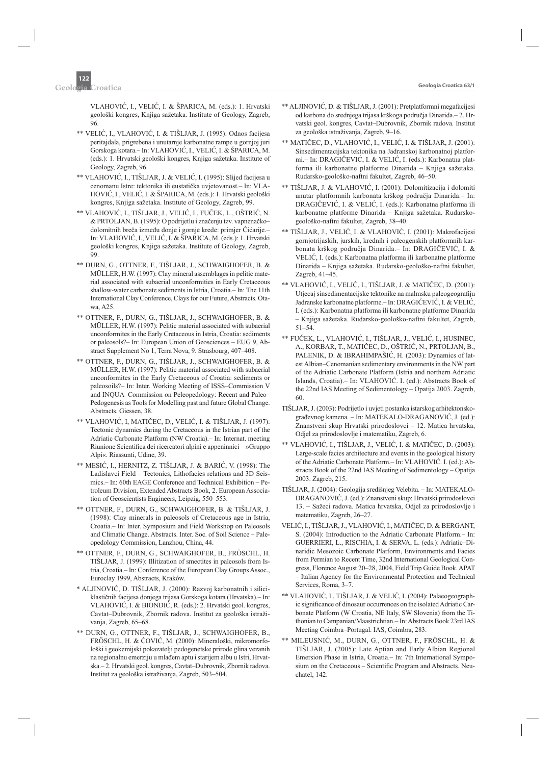VLAHOVIĆ, I., VELIĆ, I. & ŠPARICA, M. (eds.): 1. Hrvatski geološki kongres, Knjiga sažetaka. Institute of Geology, Zagreb, 96.

** VELIĆ, I., VLAHOVIĆ, I. & TIŠLJAR, J. (1995): Odnos facijesa peritajdala, prigrebena i unutarnje karbonatne rampe u gornjoj juri Gorskoga kotara.– In: VLAHOVIĆ, I., VELIĆ, I. & ŠPARICA, M. (eds.): 1. Hrvatski geološki kongres, Knjiga sažetaka. Institute of Geology, Zagreb, 96.

** VLAHOVIĆ, I., TIŠLJAR, J. & VELIĆ, I. (1995): Slijed facijesa u cenomanu Istre: tektonika ili eustatička uvjetovanost.– In: VLAHOVIĆ, I., VELIĆ, I. & ŠPARICA, M. (eds.): 1. Hrvatski geološki kongres, Knjiga sažetaka. Institute of Geology, Zagreb, 99.

** VLAHOVIĆ, I., TIŠLJAR, J., VELIĆ, I., FUČEK, L., OŠTRIĆ, N. & PRTOLJAN, B. (1995): O podrijetlu i značenju tzv. vapnenačko–dolomitnih breča između donje i gornje krede: primjer Ćićarije.– In: VLAHOVIĆ, I., VELIĆ, I. & ŠPARICA, M. (eds.): 1. Hrvatski geološki kongres, Knjiga sažetaka. Institute of Geology, Zagreb, 99.

** DURN, G., OTTNER, F., TIŠLJAR, J., SCHWAIGHOFER, B. & MÜLLER, H.W. (1997): Clay mineral assemblages in pelitic material associated with subaerial unconformities in Early Cretaceous shallow-water carbonate sediments in Istria, Croatia.– In: The 11th International Clay Conference, Clays for our Future, Abstracts. Otawa, A25.

** OTTNER, F., DURN, G., TIŠLJAR, J., SCHWAIGHOFER, B. & MÜLLER, H.W. (1997): Pelitic material associated with subaerial unconformites in the Early Cretaceous in Istria, Croatia: sediments or paleosols?– In: European Union of Geosciences – EUG 9, Abstract Supplement No 1, Terra Nova, 9. Strasbourg, 407–408.

** OTTNER, F., DURN, G., TIŠLJAR, J., SCHWAIGHOFER, B. & MÜLLER, H.W. (1997): Pelitic material associated with subaerial unconformites in the Early Cretaceous of Croatia: sediments or paleosoils?– In: Inter. Working Meeting of ISSS–Commission V and INQUA–Commission on Peleopedology: Recent and Paleo–Pedogenesis as Tools for Modelling past and future Global Change. Abstracts. Giessen, 38.

** VLAHOVIĆ, I, MATIČEC, D., VELIĆ, I. & TIŠLJAR, J. (1997): Tectonic dynamics during the Cretaceous in the Istrian part of the Adriatic Carbonate Platform (NW Croatia).– In: Internat. meeting Riunione Scientifica dei ricercatori alpini e appeninnici – »Gruppo Alpi«. Riassunti, Udine, 39.

** MESIĆ, I., HERNITZ, Z. TIŠLJAR, J. & BARIĆ, V. (1998): The Ladislavci Field – Tectonics, Lithofacies relations and 3D Seismics.– In: 60th EAGE Conference and Technical Exhibition – Petroleum Division, Extended Abstracts Book, 2. European Association of Geoscientists Engineers, Leipzig, 550–553.

** OTTNER, F., DURN, G., SCHWAIGHOFER, B. & TIŠLJAR, J. (1998): Clay minerals in paleosols of Cretaceous age in Istria, Croatia.– In: Inter. Symposium and Field Workshop on Paleosols and Climatic Change. Abstracts. Inter. Soc. of Soil Science – Paleopedology Commission, Lanzhou, China, 44.

** OTTNER, F., DURN, G., SCHWAIGHOFER, B., FRÖSCHL, H. TIŠLJAR, J. (1999): Illitization of smectites in paleosols from Istria, Croatia.– In: Conference of the European Clay Groups Assoc., Euroclay 1999, Abstracts, Kraków.

* ALJINOVIĆ, D. TIŠLJAR, J. (2000): Razvoj karbonatnih i siliciklastičnih facijesa donjega trijasa Gorskoga kotara (Hrvatska).– In: VLAHOVIĆ, I. & BIONDIĆ, R. (eds.): 2. Hrvatski geol. kongres, Cavtat–Dubrovnik, Zbornik radova. Institut za geološka istraživanja, Zagreb, 65–68.

** DURN, G., OTTNER, F., TIŠLJAR, J., SCHWAIGHOFER, B., FRÖSCHL, H. & ĆOVIĆ, M. (2000): Mineraloški, mikromorfološki i geokemijski pokazatelji pedogenetske prirode glina vezanih na regionalnu emerziju u mlađem aptu i starijem albu u Istri, Hrvatska.– 2. Hrvatski geol. kongres, Cavtat–Dubrovnik, Zbornik radova. Institut za geološka istraživanja, Zagreb, 503–504.

** ALJINOVIĆ, D. & TIŠLJAR, J. (2001): Pretplatformni megafacijesi od karbona do srednjega trijasa krškoga područja Dinarida.– 2. Hrvatski geol. kongres, Cavtat–Dubrovnik, Zbornik radova. Institut za geološka istraživanja, Zagreb, 9–16.

** MATIČEC, D., VLAHOVIĆ, I., VELIĆ, I. & TIŠLJAR, J. (2001): Sinsedimentacijska tektonika na Jadranskoj karbonatnoj platformi.– In: DRAGIČEVIĆ, I. & VELIĆ, I. (eds.): Karbonatna platforma ili karbonatne platforme Dinarida – Knjiga sažetaka. Rudarsko-geološko-naftni fakultet, Zagreb, 46–50.

** TIŠLJAR, J. & VLAHOVIĆ, I. (2001): Dolomitizacija i dolomiti unutar platformnih karbonata krškog područja Dinarida.– In: DRAGIČEVIĆ, I. & VELIĆ, I. (eds.): Karbonatna platforma ili karbonatne platforme Dinarida – Knjiga sažetaka. Rudarsko-geološko-naftni fakultet, Zagreb, 38–40.

** TIŠLJAR, J., VELIĆ, I. & VLAHOVIĆ, I. (2001): Makrofacijesi gornjotrijaskih, jurskih, krednih i paleogenskih platformnih karbonata krškog područja Dinarida.– In: DRAGIČEVIĆ, I. & VELIĆ, I. (eds.): Karbonatna platforma ili karbonatne platforme Dinarida – Knjiga sažetaka. Rudarsko-geološko-naftni fakultet, Zagreb, 41–45.

** VLAHOVIĆ, I., VELIĆ, I., TIŠLJAR, J. & MATIČEC, D. (2001): Utjecaj sinsedimentacijske tektonike na malmsku paleogeografiju Jadranske karbonatne platforme.– In: DRAGIČEVIĆ, I. & VELIĆ, I. (eds.): Karbonatna platforma ili karbonatne platforme Dinarida – Knjiga sažetaka. Rudarsko-geološko-naftni fakultet, Zagreb, 51–54.

** FUČEK, L., VLAHOVIĆ, I., TIŠLJAR, J., VELIĆ, I., HUSINEC, A., KORBAR, T., MATIČEC, D., OŠTRIĆ, N., PRTOLJAN, B., PALENIK, D. & IBRAHIMPAŠIĆ, H. (2003): Dynamics of latest Albian–Cenomanian sedimentary environments in the NW part of the Adriatic Carbonate Platform (Istria and northern Adriatic Islands, Croatia).– In: VLAHOVIĆ. I. (ed.): Abstracts Book of the 22nd IAS Meeting of Sedimentology – Opatija 2003. Zagreb, 60.

TIŠLJAR, J. (2003): Podrijetlo i uvjeti postanka istarskog arhitektonsko-građevnog kamena. – In: MATEKALO-DRAGANOVIĆ, J. (ed.): Znanstveni skup Hrvatski prirodoslovci – 12. Matica hrvatska, Odjel za prirodoslovlje i matematiku, Zagreb, 6.

** VLAHOVIĆ, I., TIŠLJAR, J., VELIĆ, I. & MATIČEC, D. (2003): Large-scale facies architecture and events in the geological history of the Adriatic Carbonate Platform.– In: VLAHOVIĆ. I. (ed.): Abstracts Book of the 22nd IAS Meeting of Sedimentology – Opatija 2003. Zagreb, 215.

TIŠLJAR, J. (2004): Geologija središnjeg Velebita. – In: MATEKALO-DRAGANOVIĆ, J. (ed.): Znanstveni skup: Hrvatski prirodoslovci 13. – Sažeci radova. Matica hrvatska, Odjel za prirodoslovlje i matematiku, Zagreb, 26–27.

VELIĆ, I., TIŠLJAR, J., VLAHOVIĆ, I., MATIČEC, D. & BERGANT, S. (2004): Introduction to the Adriatic Carbonate Platform.– In: GUERRIERI, L., RISCHIA, I. & SERVA, L. (eds.): Adriatic–Dinaridic Mesozoic Carbonate Platform, Environments and Facies from Permian to Recent Time, 32nd International Geological Congress, Florence August 20–28, 2004, Field Trip Guide Book. APAT – Italian Agency for the Environmental Protection and Technical Services, Roma, 3–7.

** VLAHOVIĆ, I., TIŠLJAR, J. & VELIĆ, I. (2004): Palaeogeographic significance of dinosaur occurrences on the isolated Adriatic Carbonate Platform (W Croatia, NE Italy, SW Slovenia) from the Tithonian to Campanian/Maastrichtian.– In: Abstracts Book 23rd IAS Meeting Coimbra–Portugal. IAS, Coimbra, 283.

** MILEUSNIĆ, M., DURN, G., OTTNER, F., FRÖSCHL, H. & TIŠLJAR, J. (2005): Late Aptian and Early Albian Regional Emersion Phase in Istria, Croatia.– In: 7th International Symposium on the Cretaceous – Scientific Program and Abstracts. Neuchatel, 142.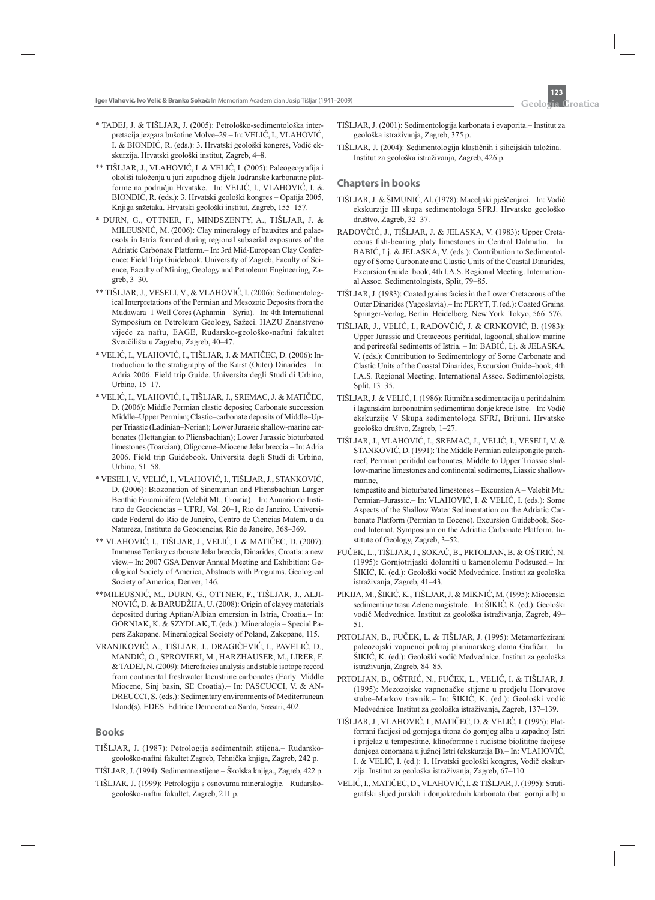* TADEJ, J. & TIŠLJAR, J. (2005): Petrološko-sedimentološka interpretacija jezgara bušotine Molve–29.– In: VELIĆ, I., VLAHOVIĆ, I. & BIONDIĆ, R. (eds.): 3. Hrvatski geološki kongres, Vodič ekskurzija. Hrvatski geološki institut, Zagreb, 4–8.

** TIŠLJAR, J., VLAHOVIĆ, I. & VELIĆ, I. (2005): Paleogeografija i okoliši taloženja u juri zapadnog dijela Jadranske karbonatne platforme na području Hrvatske.– In: VELIĆ, I., VLAHOVIĆ, I. & BIONDIĆ, R. (eds.): 3. Hrvatski geološki kongres – Opatija 2005, Knjiga sažetaka. Hrvatski geološki institut, Zagreb, 155–157.

* DURN, G., OTTNER, F., MINDSZENTY, A., TIŠLJAR, J. & MILEUSNIĆ, M. (2006): Clay mineralogy of bauxites and palaeosols in Istria formed during regional subaerial exposures of the Adriatic Carbonate Platform.– In: 3rd Mid-European Clay Conference: Field Trip Guidebook. University of Zagreb, Faculty of Science, Faculty of Mining, Geology and Petroleum Engineering, Zagreb, 3–30.

** TIŠLJAR, J., VESELI, V., & VLAHOVIĆ, I. (2006): Sedimentological Interpretations of the Permian and Mesozoic Deposits from the Mudawara–1 Well Cores (Aphamia – Syria).– In: 4th International Symposium on Petroleum Geology, Sažeci. HAZU Znanstveno vijeće za naftu, EAGE, Rudarsko-geološko-naftni fakultet Sveučilišta u Zagrebu, Zagreb, 40–47.

* VELIĆ, I., VLAHOVIĆ, I., TIŠLJAR, J. & MATIČEC, D. (2006): Introduction to the stratigraphy of the Karst (Outer) Dinarides.– In: Adria 2006. Field trip Guide. Universita degli Studi di Urbino, Urbino, 15–17.

* VELIĆ, I., VLAHOVIĆ, I., TIŠLJAR, J., SREMAC, J. & MATIČEC, D. (2006): Middle Permian clastic deposits; Carbonate succession Middle–Upper Permian; Clastic–carbonate deposits of Middle–Upper Triassic (Ladinian–Norian); Lower Jurassic shallow-marine carbonates (Hettangian to Pliensbachian); Lower Jurassic bioturbated limestones (Toarcian); Oligocene–Miocene Jelar breccia.– In: Adria 2006. Field trip Guidebook. Universita degli Studi di Urbino, Urbino, 51–58.

* VESELI, V., VELIĆ, I., VLAHOVIĆ, I., TIŠLJAR, J., STANKOVIĆ, D. (2006): Biozonation of Sinemurian and Pliensbachian Larger Benthic Foraminifera (Velebit Mt., Croatia).– In: Anuario do Instituto de Geociencias – UFRJ, Vol. 20–1, Rio de Janeiro. Universidade Federal do Rio de Janeiro, Centro de Ciencias Matem. a da Natureza, Instituto de Geociencias, Rio de Janeiro, 368–369.

** VLAHOVIĆ, I., TIŠLJAR, J., VELIĆ, I. & MATIČEC, D. (2007): Immense Tertiary carbonate Jelar breccia, Dinarides, Croatia: a new view.– In: 2007 GSA Denver Annual Meeting and Exhibition: Geological Society of America, Abstracts with Programs. Geological Society of America, Denver, 146.

**MILEUSNIĆ, M., DURN, G., OTTNER, F., TIŠLJAR, J., ALJINOVIĆ, D. & BARUDŽIJA, U. (2008): Origin of clayey materials deposited during Aptian/Albian emersion in Istria, Croatia.– In: GORNIAK, K. & SZYDLAK, T. (eds.): Mineralogia – Special Papers Zakopane. Mineralogical Society of Poland, Zakopane, 115.

VRANJKOVIĆ, A., TIŠLJAR, J., DRAGIČEVIĆ, I., PAVELIĆ, D., MANDIĆ, O., SPROVIERI, M., HARZHAUSER, M., LIRER, F. & TADEJ, N. (2009): Microfacies analysis and stable isotope record from continental freshwater lacustrine carbonates (Early–Middle Miocene, Sinj basin, SE Croatia).– In: PASCUCCI, V. & ANDREUCCI, S. (eds.): Sedimentary environments of Mediterranean Island(s). EDES–Editrice Democratica Sarda, Sassari, 402.

### Books

TIŠLJAR, J. (1987): Petrologija sedimentnih stijena.– Rudarsko-geološko-naftni fakultet Zagreb, Tehnička knjiga, Zagreb, 242 p.

TIŠLJAR, J. (1994): Sedimentne stijene.– Školska knjiga., Zagreb, 422 p.

TIŠLJAR, J. (1999): Petrologija s osnovama mineralogije.– Rudarsko-geološko-naftni fakultet, Zagreb, 211 p.

TIŠLJAR, J. (2001): Sedimentologija karbonata i evaporita.– Institut za geološka istraživanja, Zagreb, 375 p.

TIŠLJAR, J. (2004): Sedimentologija klastičnih i silicijskih taložina.– Institut za geološka istraživanja, Zagreb, 426 p.

### Chapters in books

TIŠLJAR, J. & ŠIMUNIĆ, Al. (1978): Maceljski pješčenjaci.– In: Vodič ekskurzije III skupa sedimentologa SFRJ. Hrvatsko geološko društvo, Zagreb, 32–37.

RADOVČIĆ, J., TIŠLJAR, J. & JELASKA, V. (1983): Upper Cretaceous fish-bearing platy limestones in Central Dalmatia.– In: BABIĆ, Lj. & JELASKA, V. (eds.): Contribution to Sedimentology of Some Carbonate and Clastic Units of the Coastal Dinarides, Excursion Guide–book, 4th I.A.S. Regional Meeting. International Assoc. Sedimentologists, Split, 79–85.

TIŠLJAR, J. (1983): Coated grains facies in the Lower Cretaceous of the Outer Dinarides (Yugoslavia).– In: PERYT, T. (ed.): Coated Grains. Springer-Verlag, Berlin–Heidelberg–New York–Tokyo, 566–576.

TIŠLJAR, J., VELIĆ, I., RADOVČIĆ, J. & CRNKOVIĆ, B. (1983): Upper Jurassic and Cretaceous peritidal, lagoonal, shallow marine and perireefal sediments of Istria. – In: BABIĆ, Lj. & JELASKA, V. (eds.): Contribution to Sedimentology of Some Carbonate and Clastic Units of the Coastal Dinarides, Excursion Guide–book, 4th I.A.S. Regional Meeting. International Assoc. Sedimentologists, Split, 13–35.

TIŠLJAR, J. & VELIĆ, I. (1986): Ritmična sedimentacija u peritidalnim i lagunskim karbonatnim sedimentima donje krede Istre.– In: Vodič ekskurzije V Skupa sedimentologa SFRJ, Brijuni. Hrvatsko geološko društvo, Zagreb, 1–27.

TIŠLJAR, J., VLAHOVIĆ, I., SREMAC, J., VELIĆ, I., VESELI, V. & STANKOVIĆ, D. (1991): The Middle Permian calcispongite patch-reef, Permian peritidal carbonates, Middle to Upper Triassic shallow-marine limestones and continental sediments, Liassic shallow-marine,
tempestite and bioturbated limestones – Excursion A – Velebit Mt.: Permian–Jurassic.– In: VLAHOVIĆ, I. & VELIĆ, I. (eds.): Some Aspects of the Shallow Water Sedimentation on the Adriatic Carbonate Platform (Permian to Eocene). Excursion Guidebook, Second Internat. Symposium on the Adriatic Carbonate Platform. Institute of Geology, Zagreb, 3–52.

FUČEK, L., TIŠLJAR, J., SOKAČ, B., PRTOLJAN, B. & OŠTRIĆ, N. (1995): Gornjotrijaski dolomiti u kamenolomu Podsused.– In: ŠIKIĆ, K. (ed.): Geološki vodič Medvednice. Institut za geološka istraživanja, Zagreb, 41–43.

PIKIJA, M., ŠIKIĆ, K., TIŠLJAR, J. & MIKNIĆ, M. (1995): Miocenski sedimenti uz trasu Zelene magistrale.– In: ŠIKIĆ, K. (ed.): Geološki vodič Medvednice. Institut za geološka istraživanja, Zagreb, 49–51.

PRTOLJAN, B., FUČEK, L. & TIŠLJAR, J. (1995): Metamorfozirani paleozojski vapnenci pokraj planinarskog doma Grafičar.– In: ŠIKIĆ, K. (ed.): Geološki vodič Medvednice. Institut za geološka istraživanja, Zagreb, 84–85.

PRTOLJAN, B., OŠTRIĆ, N., FUČEK, L., VELIĆ, I. & TIŠLJAR, J. (1995): Mezozojske vapnenačke stijene u predjelu Horvatove stube–Markov travnik.– In: ŠIKIĆ, K. (ed.): Geološki vodič Medvednice. Institut za geološka istraživanja, Zagreb, 137–139.

TIŠLJAR, J., VLAHOVIĆ, I., MATIČEC, D. & VELIĆ, I. (1995): Platformni facijesi od gornjega titona do gornjeg alba u zapadnoj Istri i prijelaz u tempestitne, klinoformne i rudistne biolititne facijese donjega cenomana u južnoj Istri (ekskurzija B).– In: VLAHOVIĆ, I. & VELIĆ, I. (ed.): 1. Hrvatski geološki kongres, Vodič ekskurzija. Institut za geološka istraživanja, Zagreb, 67–110.

VELIĆ, I., MATIČEC, D., VLAHOVIĆ, I. & TIŠLJAR, J. (1995): Stratigrafski slijed jurskih i donjokrednih karbonata (bat–gornji alb) u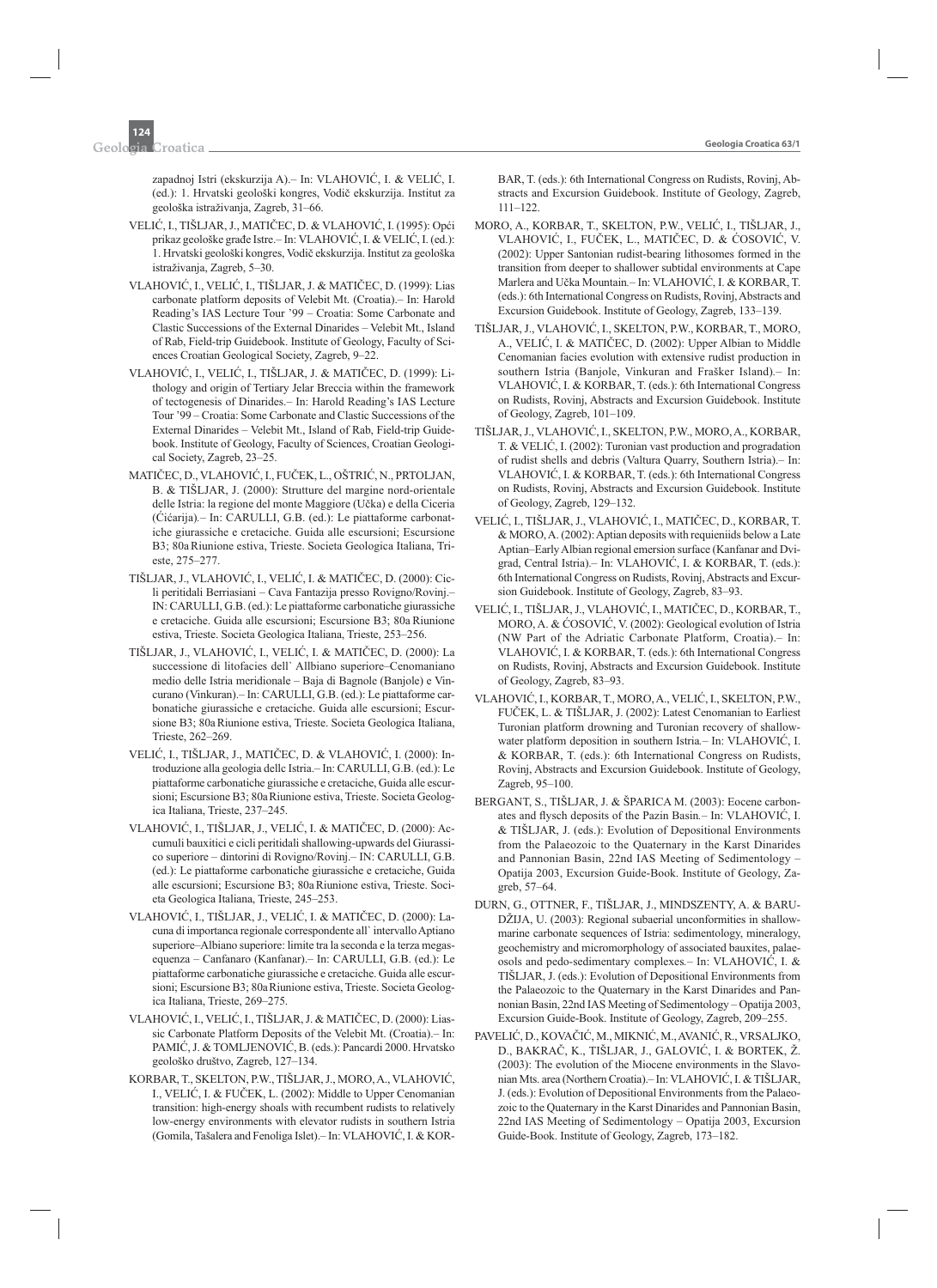zapadnoj Istri (ekskurzija A).– In: VLAHOVIĆ, I. & VELIĆ, I. (ed.): 1. Hrvatski geološki kongres, Vodič ekskurzija. Institut za geološka istraživanja, Zagreb, 31–66.

VELIĆ, I., TIŠLJAR, J., MATIČEC, D. & VLAHOVIĆ, I. (1995): Opći prikaz geološke građe Istre.– In: VLAHOVIĆ, I. & VELIĆ, I. (ed.): 1. Hrvatski geološki kongres, Vodič ekskurzija. Institut za geološka istraživanja, Zagreb, 5–30.

VLAHOVIĆ, I., VELIĆ, I., TIŠLJAR, J. & MATIČEC, D. (1999): Lias carbonate platform deposits of Velebit Mt. (Croatia).– In: Harold Reading's IAS Lecture Tour '99 – Croatia: Some Carbonate and Clastic Successions of the External Dinarides – Velebit Mt., Island of Rab, Field-trip Guidebook. Institute of Geology, Faculty of Sciences Croatian Geological Society, Zagreb, 9–22.

VLAHOVIĆ, I., VELIĆ, I., TIŠLJAR, J. & MATIČEC, D. (1999): Lithology and origin of Tertiary Jelar Breccia within the framework of tectogenesis of Dinarides.– In: Harold Reading's IAS Lecture Tour '99 – Croatia: Some Carbonate and Clastic Successions of the External Dinarides – Velebit Mt., Island of Rab, Field-trip Guidebook. Institute of Geology, Faculty of Sciences, Croatian Geological Society, Zagreb, 23–25.

MATIČEC, D., VLAHOVIĆ, I., FUČEK, L., OŠTRIĆ, N., PRTOLJAN, B. & TIŠLJAR, J. (2000): Strutture del margine nord-orientale delle Istria: la regione del monte Maggiore (Učka) e della Ciceria (Ćićarija).– In: CARULLI, G.B. (ed.): Le piattaforme carbonatiche giurassiche e cretaciche. Guida alle escursioni; Escursione B3; 80a Riunione estiva, Trieste. Societa Geologica Italiana, Trieste, 275–277.

TIŠLJAR, J., VLAHOVIĆ, I., VELIĆ, I. & MATIČEC, D. (2000): Cicli peritidali Berriasiani – Cava Fantazija presso Rovigno/Rovinj.– IN: CARULLI, G.B. (ed.): Le piattaforme carbonatiche giurassiche e cretaciche. Guida alle escursioni; Escursione B3; 80a Riunione estiva, Trieste. Societa Geologica Italiana, Trieste, 253–256.

TIŠLJAR, J., VLAHOVIĆ, I., VELIĆ, I. & MATIČEC, D. (2000): La successione di litofacies dell' Allbiano superiore–Cenomaniano medio delle Istria meridionale – Baja di Bagnole (Banjole) e Vincurano (Vinkuran).– In: CARULLI, G.B. (ed.): Le piattaforme carbonatiche giurassiche e cretaciche. Guida alle escursioni; Escursione B3; 80a Riunione estiva, Trieste. Societa Geologica Italiana, Trieste, 262–269.

VELIĆ, I., TIŠLJAR, J., MATIČEC, D. & VLAHOVIĆ, I. (2000): Introduzione alla geologia dellc Istria.– In: CARULLI, G.B. (ed.): Le piattaforme carbonatiche giurassiche e cretaciche, Guida alle escursioni; Escursione B3; 80a Riunione estiva, Trieste. Societa Geologica Italiana, Trieste, 237–245.

VLAHOVIĆ, I., TIŠLJAR, J., VELIĆ, I. & MATIČEC, D. (2000): Accumuli bauxitici e cicli peritidali shallowing-upwards del Giurassico superiore – dintorini di Rovigno/Rovinj.– IN: CARULLI, G.B. (ed.): Le piattaforme carbonatiche giurassiche e cretaciche, Guida alle escursioni; Escursione B3; 80a Riunione estiva, Trieste. Societa Geologica Italiana, Trieste, 245–253.

VLAHOVIĆ, I., TIŠLJAR, J., VELIĆ, I. & MATIČEC, D. (2000): Lacuna di importanca regionale correspondente all` intervallo Aptiano superiore–Albiano superiore: limite tra la seconda e la terza megasequenza – Canfanaro (Kanfanar).– In: CARULLI, G.B. (ed.): Le piattaforme carbonatiche giurassiche e cretaciche. Guida alle escursioni; Escursione B3; 80a Riunione estiva, Trieste. Societa Geologica Italiana, Trieste, 269–275.

VLAHOVIĆ, I., VELIĆ, I., TIŠLJAR, J. & MATIČEC, D. (2000): Liassic Carbonate Platform Deposits of the Velebit Mt. (Croatia).– In: PAMIĆ, J. & TOMLJENOVIĆ, B. (eds.): Pancardi 2000. Hrvatsko geološko društvo, Zagreb, 127–134.

KORBAR, T., SKELTON, P.W., TIŠLJAR, J., MORO, A., VLAHOVIĆ, I., VELIĆ, I. & FUČEK, L. (2002): Middle to Upper Cenomanian transition: high-energy shoals with recumbent rudists to relatively low-energy environments with elevator rudists in southern Istria (Gomila, Tašalera and Fenoliga Islet).– In: VLAHOVIĆ, I. & KORBAR, T. (eds.): 6th International Congress on Rudists, Rovinj, Abstracts and Excursion Guidebook. Institute of Geology, Zagreb, 111–122.

MORO, A., KORBAR, T., SKELTON, P.W., VELIĆ, I., TIŠLJAR, J., VLAHOVIĆ, I., FUČEK, L., MATIČEC, D. & ĆOSOVIĆ, V. (2002): Upper Santonian rudist-bearing lithosomes formed in the transition from deeper to shallower subtidal environments at Cape Marlera and Učka Mountain.– In: VLAHOVIĆ, I. & KORBAR, T. (eds.): 6th International Congress on Rudists, Rovinj, Abstracts and Excursion Guidebook. Institute of Geology, Zagreb, 133–139.

TIŠLJAR, J., VLAHOVIĆ, I., SKELTON, P.W., KORBAR, T., MORO, A., VELIĆ, I. & MATIČEC, D. (2002): Upper Albian to Middle Cenomanian facies evolution with extensive rudist production in southern Istria (Banjole, Vinkuran and Fraške Island).– In: VLAHOVIĆ, I. & KORBAR, T. (eds.): 6th International Congress on Rudists, Rovinj, Abstracts and Excursion Guidebook. Institute of Geology, Zagreb, 101–109.

TIŠLJAR, J., VLAHOVIĆ, I., SKELTON, P.W., MORO, A., KORBAR, T. & VELIĆ, I. (2002): Turonian vast production and progradation of rudist shells and debris (Valtura Quarry, Southern Istria).– In: VLAHOVIĆ, I. & KORBAR, T. (eds.): 6th International Congress on Rudists, Rovinj, Abstracts and Excursion Guidebook. Institute of Geology, Zagreb, 129–132.

VELIĆ, I., TIŠLJAR, J., VLAHOVIĆ, I., MATIČEC, D., KORBAR, T. & MORO, A. (2002): Aptian deposits with requieniids below a Late Aptian–Early Albian regional emersion surface (Kanfanar and Dvigrad, Central Istria).– In: VLAHOVIĆ, I. & KORBAR, T. (eds.): 6th International Congress on Rudists, Rovinj, Abstracts and Excursion Guidebook. Institute of Geology, Zagreb, 83–93.

VELIĆ, I., TIŠLJAR, J., VLAHOVIĆ, I., MATIČEC, D., KORBAR, T., MORO, A. & ĆOSOVIĆ, V. (2002): Geological evolution of Istria (NW Part of the Adriatic Carbonate Platform, Croatia).– In: VLAHOVIĆ, I. & KORBAR, T. (eds.): 6th International Congress on Rudists, Rovinj, Abstracts and Excursion Guidebook. Institute of Geology, Zagreb, 83–93.

VLAHOVIĆ, I., KORBAR, T., MORO, A., VELIĆ, I., SKELTON, P.W., FUČEK, L. & TIŠLJAR, J. (2002): Latest Cenomanian to Earliest Turonian platform drowning and Turonian recovery of shallow-water platform deposition in southern Istria.– In: VLAHOVIĆ, I. & KORBAR, T. (eds.): 6th International Congress on Rudists, Rovinj, Abstracts and Excursion Guidebook. Institute of Geology, Zagreb, 95–100.

BERGANT, S., TIŠLJAR, J. & ŠPARICA M. (2003): Eocene carbonates and flysch deposits of the Pazin Basin.– In: VLAHOVIĆ, I. & TIŠLJAR, J. (eds.): Evolution of Depositional Environments from the Palaeozoic to the Quaternary in the Karst Dinarides and Pannonian Basin, 22nd IAS Meeting of Sedimentology – Opatija 2003, Excursion Guide-Book. Institute of Geology, Zagreb, 57–64.

DURN, G., OTTNER, F., TIŠLJAR, J., MINDSZENTY, A. & BARUDŽIJA, U. (2003): Regional subaerial unconformities in shallow-marine carbonate sequences of Istria: sedimentology, mineralogy, geochemistry and micromorphology of associated bauxites, palaeosols and pedo-sedimentary complexes.– In: VLAHOVIĆ, I. & TIŠLJAR, J. (eds.): Evolution of Depositional Environments from the Palaeozoic to the Quaternary in the Karst Dinarides and Pannonian Basin, 22nd IAS Meeting of Sedimentology – Opatija 2003, Excursion Guide-Book. Institute of Geology, Zagreb, 209–255.

PAVELIĆ, D., KOVAČIĆ, M., MIKNIĆ, M., AVANIĆ, R., VRSALJKO, D., BAKRAČ, K., TIŠLJAR, J., GALOVIĆ, I. & BORTEK, Ž. (2003): The evolution of the Miocene environments in the Slavonian Mts. area (Northern Croatia).– In: VLAHOVIĆ, I. & TIŠLJAR, J. (eds.): Evolution of Depositional Environments from the Palaeozoic to the Quaternary in the Karst Dinarides and Pannonian Basin, 22nd IAS Meeting of Sedimentology – Opatija 2003, Excursion Guide-Book. Institute of Geology, Zagreb, 173–182.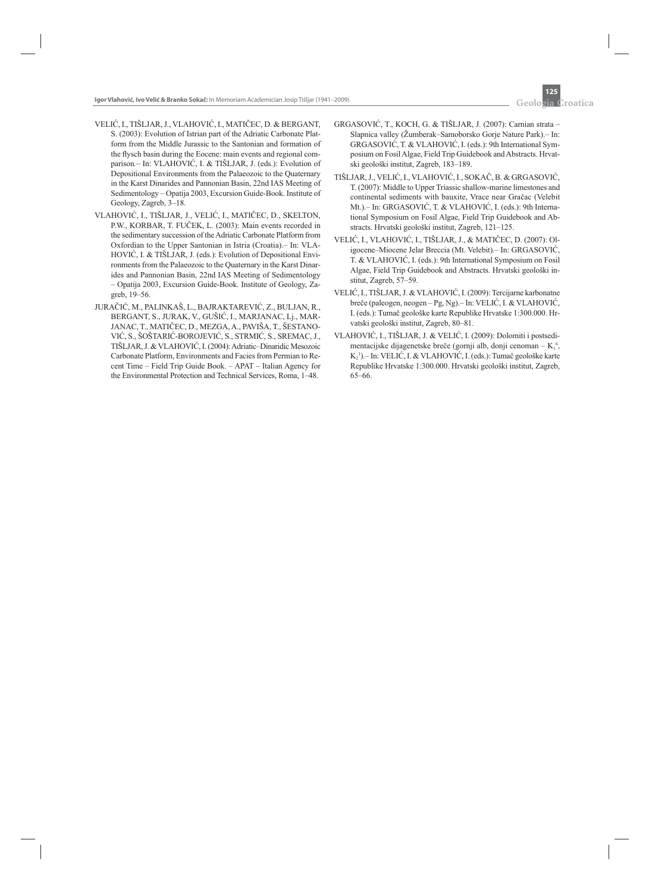VELIĆ, I., TIŠLJAR, J., VLAHOVIĆ, I., MATIČEC, D. & BERGANT, S. (2003): Evolution of Istrian part of the Adriatic Carbonate Platform from the Middle Jurassic to the Santonian and formation of the flysch basin during the Eocene: main events and regional comparison.– In: VLAHOVIĆ, I. & TIŠLJAR, J. (eds.): Evolution of Depositional Environments from the Palaeozoic to the Quaternary in the Karst Dinarides and Pannonian Basin, 22nd IAS Meeting of Sedimentology – Opatija 2003, Excursion Guide-Book. Institute of Geology, Zagreb, 3–18.

VLAHOVIĆ, I., TIŠLJAR, J., VELIĆ, I., MATIČEC, D., SKELTON, P.W., KORBAR, T. FUČEK, L. (2003): Main events recorded in the sedimentary succession of the Adriatic Carbonate Platform from Oxfordian to the Upper Santonian in Istria (Croatia).– In: VLAHOVIĆ, I. & TIŠLJAR, J. (eds.): Evolution of Depositional Environments from the Palaeozoic to the Quaternary in the Karst Dinarides and Pannonian Basin, 22nd IAS Meeting of Sedimentology – Opatija 2003, Excursion Guide-Book. Institute of Geology, Zagreb, 19–56.

JURAČIĆ, M., PALINKAŠ, L., BAJRAKTAREVIĆ, Z., BULJAN, R., BERGANT, S., JURAK, V., GUŠIĆ, I., MARJANAC, Lj., MARJANAC, T., MATIČEC, D., MEZGA, A., PAVIŠA, T., ŠESTANOVIĆ, S., ŠOŠTARIĆ-BOROJEVIĆ, S., STRMIĆ, S., SREMAC, J., TIŠLJAR, J. & VLAHOVIĆ, I. (2004): Adriatic–Dinaridic Mesozoic Carbonate Platform, Environments and Facies from Permian to Recent Time – Field Trip Guide Book. – APAT – Italian Agency for the Environmental Protection and Technical Services, Roma, 1–48.

GRGASOVIĆ, T., KOCH, G. & TIŠLJAR, J. (2007): Carnian strata – Slapnica valley (Žumberak–Samoborsko Gorje Nature Park).– In: GRGASOVIĆ, T. & VLAHOVIĆ, I. (eds.): 9th International Symposium on Fosil Algae, Field Trip Guidebook and Abstracts. Hrvatski geološki institut, Zagreb, 183–189.

TIŠLJAR, J., VELIĆ, I., VLAHOVIĆ, I., SOKAČ, B. & GRGASOVIĆ, T. (2007): Middle to Upper Triassic shallow-marine limestones and continental sediments with bauxite, Vrace near Gračac (Velebit Mt.).– In: GRGASOVIĆ, T. & VLAHOVIĆ, I. (eds.): 9th International Symposium on Fosil Algae, Field Trip Guidebook and Abstracts. Hrvatski geološki institut, Zagreb, 121–125.

VELIĆ, I., VLAHOVIĆ, I., TIŠLJAR, J., & MATIČEC, D. (2007): Oligocene–Miocene Jelar Breccia (Mt. Velebit).– In: GRGASOVIĆ, T. & VLAHOVIĆ, I. (eds.): 9th International Symposium on Fosil Algae, Field Trip Guidebook and Abstracts. Hrvatski geološki institut, Zagreb, 57–59.

VELIĆ, I., TIŠLJAR, J. & VLAHOVIĆ, I. (2009): Tercijarne karbonatne breče (paleogen, neogen – Pg, Ng).– In: VELIĆ, I. & VLAHOVIĆ, I. (eds.): Tumač geološke karte Republike Hrvatske 1:300.000. Hrvatski geološki institut, Zagreb, 80–81.

VLAHOVIĆ, I., TIŠLJAR, J. & VELIĆ, I. (2009): Dolomiti i postsedimentacijske dijagenetske breče (gornji alb, donji cenoman – $K_1^6$, $K_2^1$).– In: VELIĆ, I. & VLAHOVIĆ, I. (eds.): Tumač geološke karte Republike Hrvatske 1:300.000. Hrvatski geološki institut, Zagreb, 65–66.